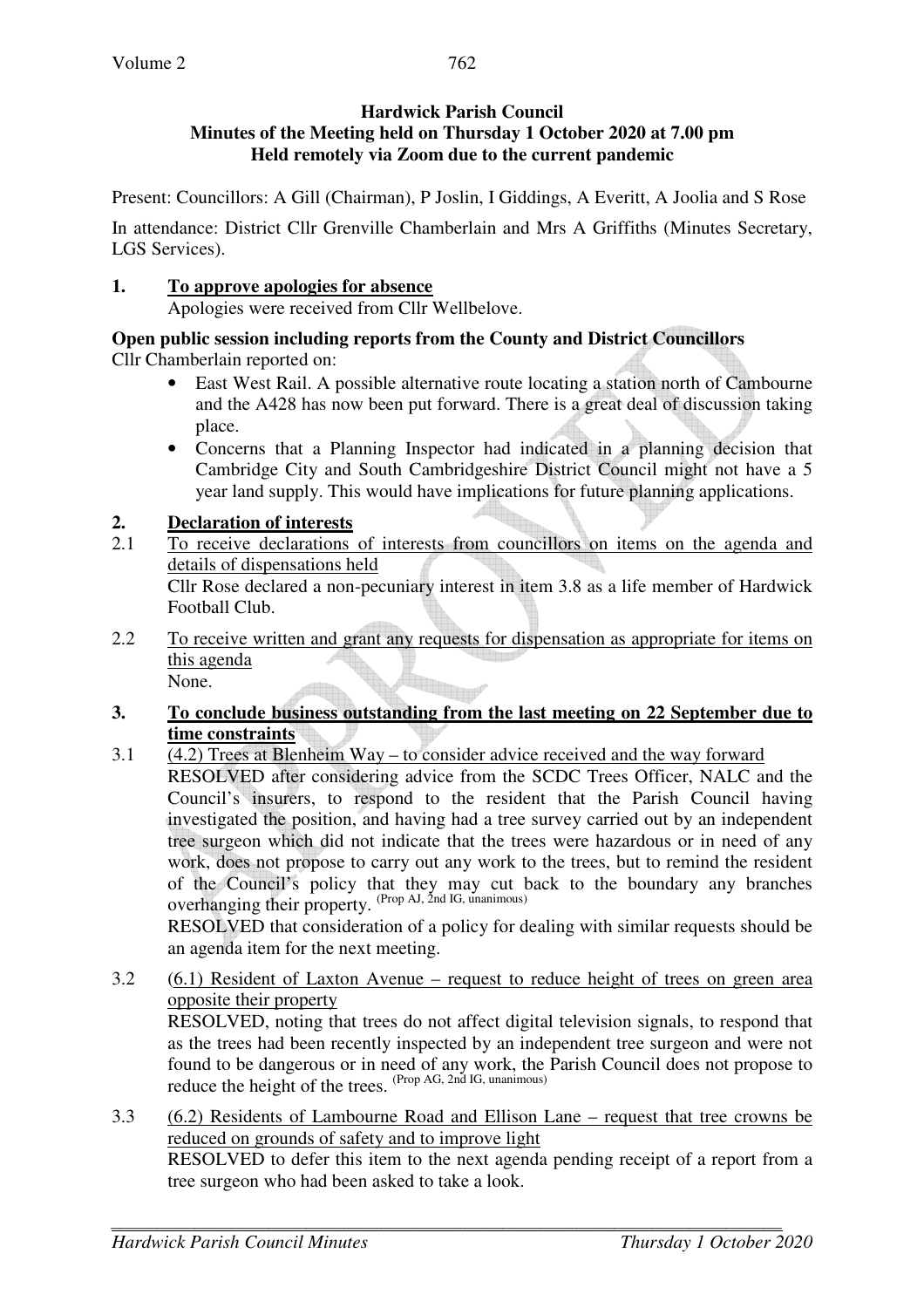**Hardwick Parish Council**
**Minutes of the Meeting held on Thursday 1 October 2020 at 7.00 pm**
**Held remotely via Zoom due to the current pandemic**

Present: Councillors: A Gill (Chairman), P Joslin, I Giddings, A Everitt, A Joolia and S Rose

In attendance: District Cllr Grenville Chamberlain and Mrs A Griffiths (Minutes Secretary, LGS Services).

**1. To approve apologies for absence**

Apologies were received from Cllr Wellbelove.

**Open public session including reports from the County and District Councillors**

Cllr Chamberlain reported on:

- East West Rail. A possible alternative route locating a station north of Cambourne and the A428 has now been put forward. There is a great deal of discussion taking place.
- Concerns that a Planning Inspector had indicated in a planning decision that Cambridge City and South Cambridgeshire District Council might not have a 5 year land supply. This would have implications for future planning applications.

**2. Declaration of interests**

2.1 To receive declarations of interests from councillors on items on the agenda and details of dispensations held

Cllr Rose declared a non-pecuniary interest in item 3.8 as a life member of Hardwick Football Club.

2.2 To receive written and grant any requests for dispensation as appropriate for items on this agenda

None.

**3. To conclude business outstanding from the last meeting on 22 September due to time constraints**

3.1 (4.2) Trees at Blenheim Way – to consider advice received and the way forward

RESOLVED after considering advice from the SCDC Trees Officer, NALC and the Council's insurers, to respond to the resident that the Parish Council having investigated the position, and having had a tree survey carried out by an independent tree surgeon which did not indicate that the trees were hazardous or in need of any work, does not propose to carry out any work to the trees, but to remind the resident of the Council's policy that they may cut back to the boundary any branches overhanging their property. (Prop AJ, 2nd IG, unanimous)

RESOLVED that consideration of a policy for dealing with similar requests should be an agenda item for the next meeting.

3.2 (6.1) Resident of Laxton Avenue – request to reduce height of trees on green area opposite their property

RESOLVED, noting that trees do not affect digital television signals, to respond that as the trees had been recently inspected by an independent tree surgeon and were not found to be dangerous or in need of any work, the Parish Council does not propose to reduce the height of the trees. (Prop AG, 2nd IG, unanimous)

3.3 (6.2) Residents of Lambourne Road and Ellison Lane – request that tree crowns be reduced on grounds of safety and to improve light

RESOLVED to defer this item to the next agenda pending receipt of a report from a tree surgeon who had been asked to take a look.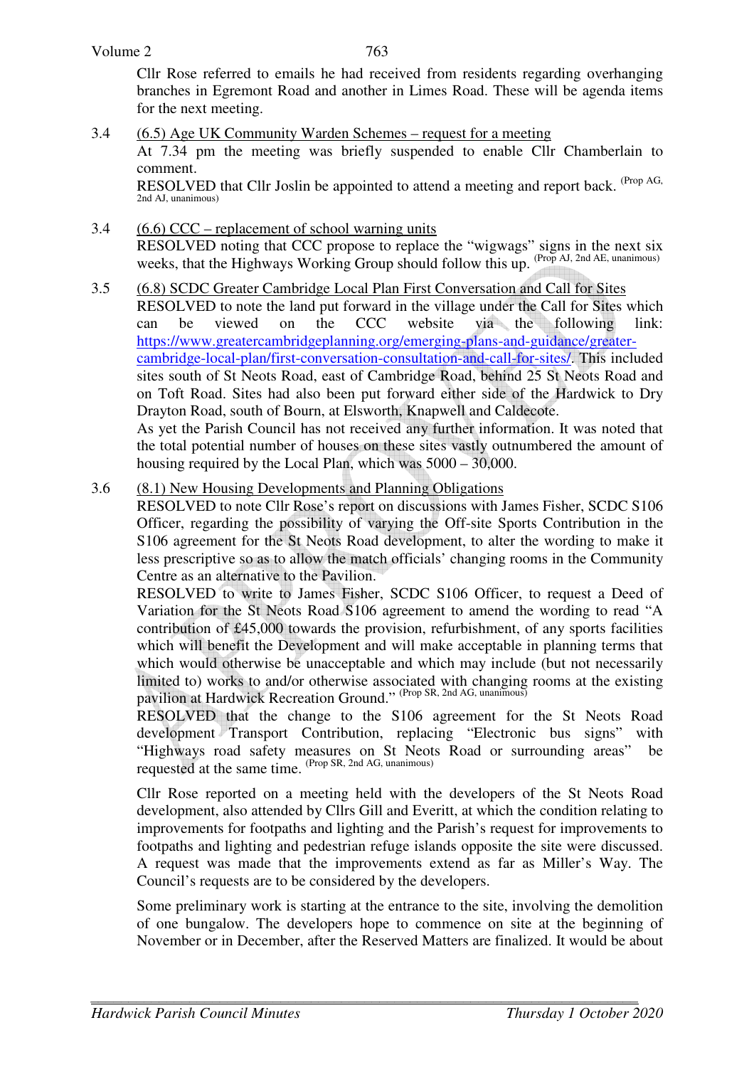Cllr Rose referred to emails he had received from residents regarding overhanging branches in Egremont Road and another in Limes Road. These will be agenda items for the next meeting.

3.4 (6.5) Age UK Community Warden Schemes – request for a meeting

At 7.34 pm the meeting was briefly suspended to enable Cllr Chamberlain to comment.

RESOLVED that Cllr Joslin be appointed to attend a meeting and report back. (Prop AG, 2nd AJ, unanimous)

3.4 (6.6) CCC – replacement of school warning units

RESOLVED noting that CCC propose to replace the "wigwags" signs in the next six weeks, that the Highways Working Group should follow this up. (Prop AJ, 2nd AE, unanimous)

3.5 (6.8) SCDC Greater Cambridge Local Plan First Conversation and Call for Sites

RESOLVED to note the land put forward in the village under the Call for Sites which can be viewed on the CCC website via the following link: https://www.greatercambridgeplanning.org/emerging-plans-and-guidance/greater-cambridge-local-plan/first-conversation-consultation-and-call-for-sites/. This included sites south of St Neots Road, east of Cambridge Road, behind 25 St Neots Road and on Toft Road. Sites had also been put forward either side of the Hardwick to Dry Drayton Road, south of Bourn, at Elsworth, Knapwell and Caldecote.

As yet the Parish Council has not received any further information. It was noted that the total potential number of houses on these sites vastly outnumbered the amount of housing required by the Local Plan, which was 5000 – 30,000.

3.6 (8.1) New Housing Developments and Planning Obligations

RESOLVED to note Cllr Rose's report on discussions with James Fisher, SCDC S106 Officer, regarding the possibility of varying the Off-site Sports Contribution in the S106 agreement for the St Neots Road development, to alter the wording to make it less prescriptive so as to allow the match officials' changing rooms in the Community Centre as an alternative to the Pavilion.

RESOLVED to write to James Fisher, SCDC S106 Officer, to request a Deed of Variation for the St Neots Road S106 agreement to amend the wording to read "A contribution of £45,000 towards the provision, refurbishment, of any sports facilities which will benefit the Development and will make acceptable in planning terms that which would otherwise be unacceptable and which may include (but not necessarily limited to) works to and/or otherwise associated with changing rooms at the existing pavilion at Hardwick Recreation Ground." (Prop SR, 2nd AG, unanimous)

RESOLVED that the change to the S106 agreement for the St Neots Road development Transport Contribution, replacing "Electronic bus signs" with "Highways road safety measures on St Neots Road or surrounding areas" be requested at the same time. (Prop SR, 2nd AG, unanimous)

Cllr Rose reported on a meeting held with the developers of the St Neots Road development, also attended by Cllrs Gill and Everitt, at which the condition relating to improvements for footpaths and lighting and the Parish's request for improvements to footpaths and lighting and pedestrian refuge islands opposite the site were discussed. A request was made that the improvements extend as far as Miller's Way. The Council's requests are to be considered by the developers.

Some preliminary work is starting at the entrance to the site, involving the demolition of one bungalow. The developers hope to commence on site at the beginning of November or in December, after the Reserved Matters are finalized. It would be about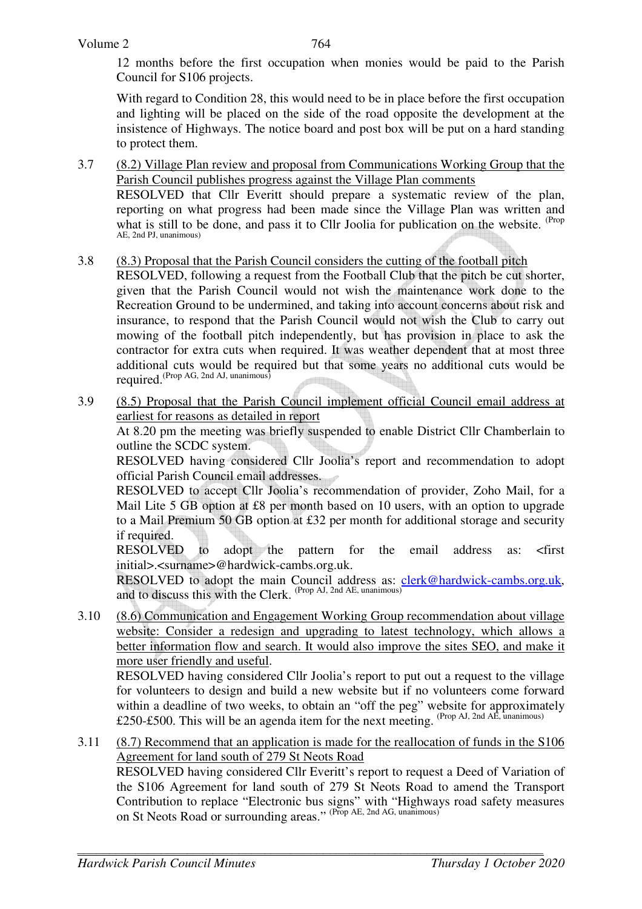12 months before the first occupation when monies would be paid to the Parish Council for S106 projects.

With regard to Condition 28, this would need to be in place before the first occupation and lighting will be placed on the side of the road opposite the development at the insistence of Highways. The notice board and post box will be put on a hard standing to protect them.

3.7 (8.2) Village Plan review and proposal from Communications Working Group that the Parish Council publishes progress against the Village Plan comments
RESOLVED that Cllr Everitt should prepare a systematic review of the plan, reporting on what progress had been made since the Village Plan was written and what is still to be done, and pass it to Cllr Joolia for publication on the website. (Prop AE, 2nd PJ, unanimous)

3.8 (8.3) Proposal that the Parish Council considers the cutting of the football pitch
RESOLVED, following a request from the Football Club that the pitch be cut shorter, given that the Parish Council would not wish the maintenance work done to the Recreation Ground to be undermined, and taking into account concerns about risk and insurance, to respond that the Parish Council would not wish the Club to carry out mowing of the football pitch independently, but has provision in place to ask the contractor for extra cuts when required. It was weather dependent that at most three additional cuts would be required but that some years no additional cuts would be required. (Prop AG, 2nd AJ, unanimous)

3.9 (8.5) Proposal that the Parish Council implement official Council email address at earliest for reasons as detailed in report
At 8.20 pm the meeting was briefly suspended to enable District Cllr Chamberlain to outline the SCDC system.
RESOLVED having considered Cllr Joolia's report and recommendation to adopt official Parish Council email addresses.
RESOLVED to accept Cllr Joolia's recommendation of provider, Zoho Mail, for a Mail Lite 5 GB option at £8 per month based on 10 users, with an option to upgrade to a Mail Premium 50 GB option at £32 per month for additional storage and security if required.
RESOLVED to adopt the pattern for the email address as: <first initial>.<surname>@hardwick-cambs.org.uk.
RESOLVED to adopt the main Council address as: clerk@hardwick-cambs.org.uk, and to discuss this with the Clerk. (Prop AJ, 2nd AE, unanimous)

3.10 (8.6) Communication and Engagement Working Group recommendation about village website: Consider a redesign and upgrading to latest technology, which allows a better information flow and search. It would also improve the sites SEO, and make it more user friendly and useful.
RESOLVED having considered Cllr Joolia's report to put out a request to the village for volunteers to design and build a new website but if no volunteers come forward within a deadline of two weeks, to obtain an "off the peg" website for approximately £250-£500. This will be an agenda item for the next meeting. (Prop AJ, 2nd AE, unanimous)

3.11 (8.7) Recommend that an application is made for the reallocation of funds in the S106 Agreement for land south of 279 St Neots Road
RESOLVED having considered Cllr Everitt's report to request a Deed of Variation of the S106 Agreement for land south of 279 St Neots Road to amend the Transport Contribution to replace "Electronic bus signs" with "Highways road safety measures on St Neots Road or surrounding areas." (Prop AE, 2nd AG, unanimous)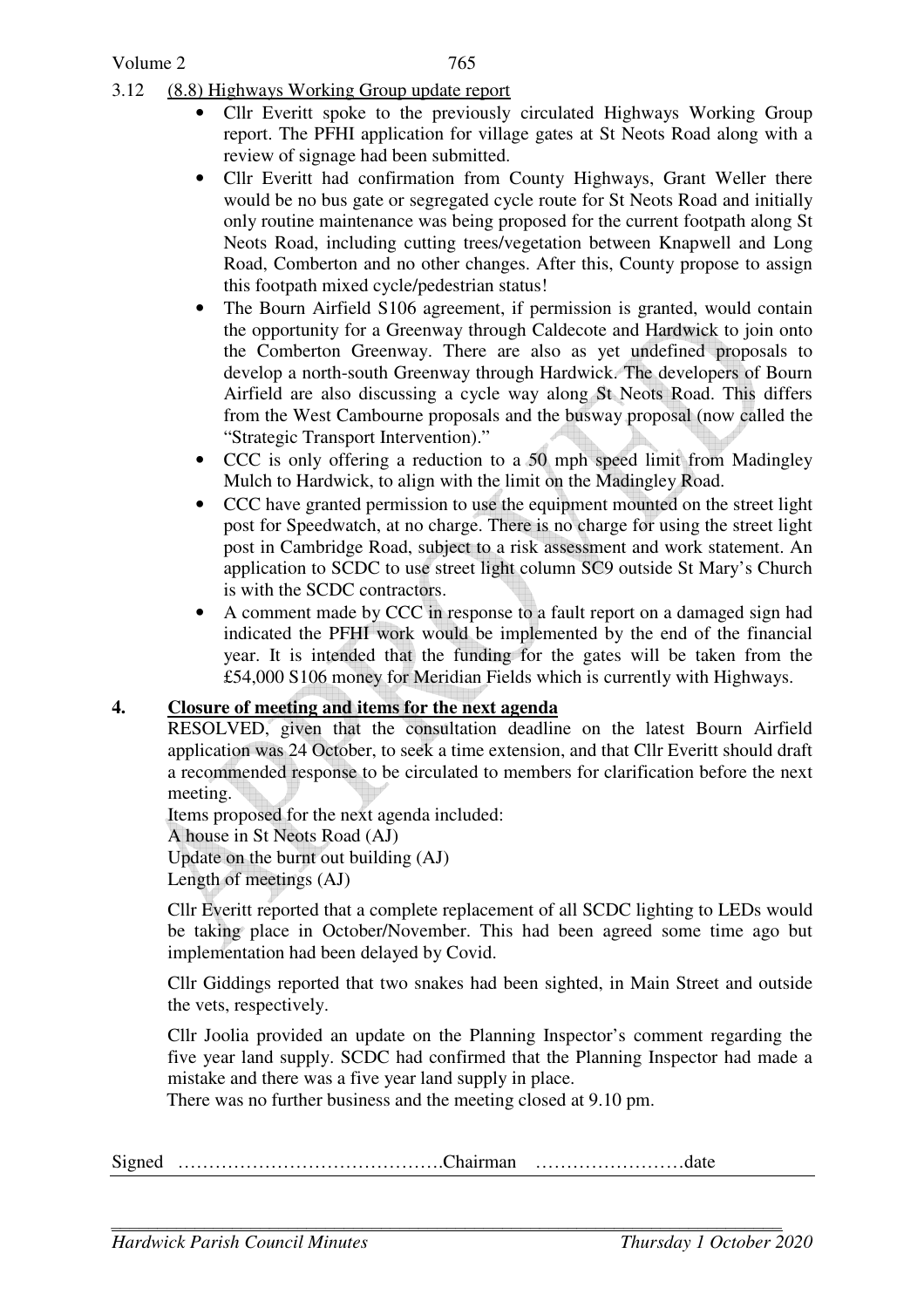3.12 (8.8) Highways Working Group update report

- Cllr Everitt spoke to the previously circulated Highways Working Group report. The PFHI application for village gates at St Neots Road along with a review of signage had been submitted.
- Cllr Everitt had confirmation from County Highways, Grant Weller there would be no bus gate or segregated cycle route for St Neots Road and initially only routine maintenance was being proposed for the current footpath along St Neots Road, including cutting trees/vegetation between Knapwell and Long Road, Comberton and no other changes. After this, County propose to assign this footpath mixed cycle/pedestrian status!
- The Bourn Airfield S106 agreement, if permission is granted, would contain the opportunity for a Greenway through Caldecote and Hardwick to join onto the Comberton Greenway. There are also as yet undefined proposals to develop a north-south Greenway through Hardwick. The developers of Bourn Airfield are also discussing a cycle way along St Neots Road. This differs from the West Cambourne proposals and the busway proposal (now called the "Strategic Transport Intervention)."
- CCC is only offering a reduction to a 50 mph speed limit from Madingley Mulch to Hardwick, to align with the limit on the Madingley Road.
- CCC have granted permission to use the equipment mounted on the street light post for Speedwatch, at no charge. There is no charge for using the street light post in Cambridge Road, subject to a risk assessment and work statement. An application to SCDC to use street light column SC9 outside St Mary's Church is with the SCDC contractors.
- A comment made by CCC in response to a fault report on a damaged sign had indicated the PFHI work would be implemented by the end of the financial year. It is intended that the funding for the gates will be taken from the £54,000 S106 money for Meridian Fields which is currently with Highways.

## 4. Closure of meeting and items for the next agenda

RESOLVED, given that the consultation deadline on the latest Bourn Airfield application was 24 October, to seek a time extension, and that Cllr Everitt should draft a recommended response to be circulated to members for clarification before the next meeting.

Items proposed for the next agenda included:
A house in St Neots Road (AJ)
Update on the burnt out building (AJ)
Length of meetings (AJ)

Cllr Everitt reported that a complete replacement of all SCDC lighting to LEDs would be taking place in October/November. This had been agreed some time ago but implementation had been delayed by Covid.

Cllr Giddings reported that two snakes had been sighted, in Main Street and outside the vets, respectively.

Cllr Joolia provided an update on the Planning Inspector's comment regarding the five year land supply. SCDC had confirmed that the Planning Inspector had made a mistake and there was a five year land supply in place.

There was no further business and the meeting closed at 9.10 pm.

Signed …………………………………….Chairman ……………………date